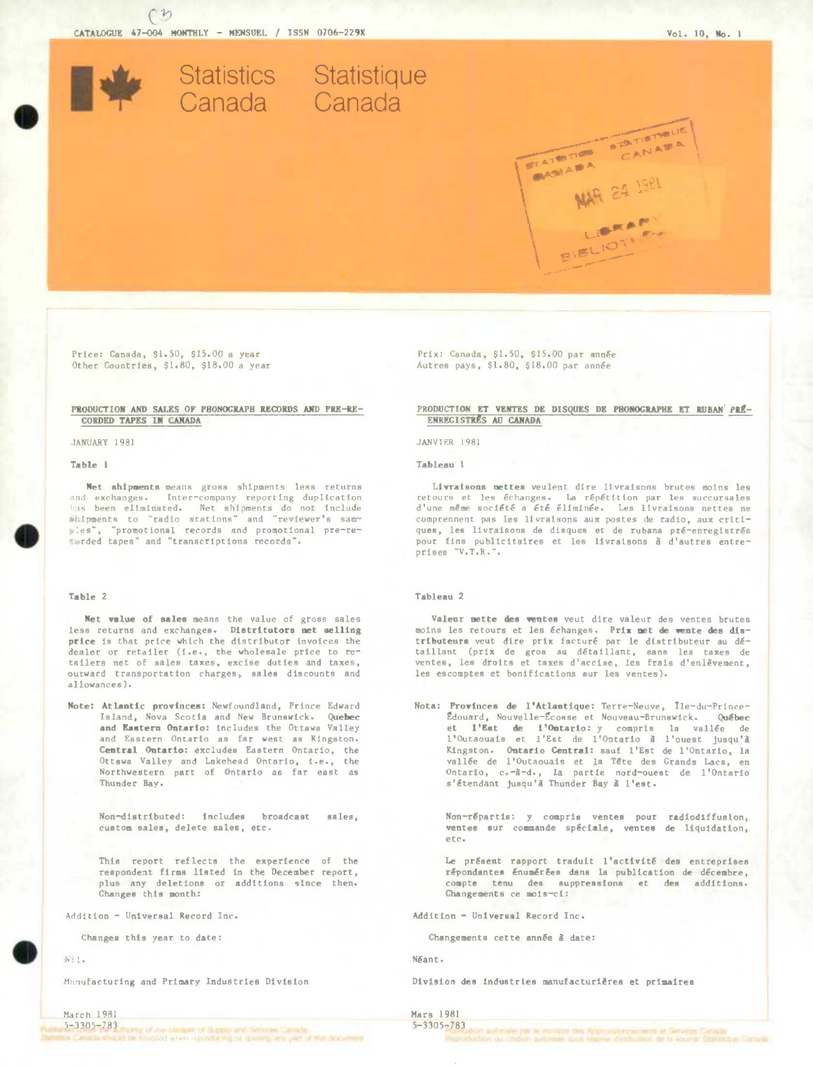CATALOGUE 47-004 MONTHLY - MENSUEL / ISSN 0706-229X

Vol. 10, No. 1

# Statistics Canada / Statistique Canada

Price: Canada, $1.50, $15.00 a year
Other Countries, $1.80, $18.00 a year

## PRODUCTION AND SALES OF PHONOGRAPH RECORDS AND PRE-RECORDED TAPES IN CANADA

JANUARY 1981

### Table 1

**Net shipments** means gross shipments less returns and exchanges. Inter-company reporting duplication has been eliminated. Net shipments do not include shipments to "radio stations" and "reviewer's samples", "promotional records and promotional pre-recorded tapes" and "transcriptions records".

### Table 2

**Net value of sales** means the value of gross sales less returns and exchanges. **Distritutors net selling price** is that price which the distributor invoices the dealer or retailer (i.e., the wholesale price to retailers net of sales taxes, excise duties and taxes, outward transportation charges, sales discounts and allowances).

**Note: Atlantic provinces:** Newfoundland, Prince Edward Island, Nova Scotia and New Brunswick. **Quebec and Eastern Ontario:** includes the Ottawa Valley and Eastern Ontario as far west as Kingston. **Central Ontario:** excludes Eastern Ontario, the Ottawa Valley and Lakehead Ontario, i.e., the Northwestern part of Ontario as far east as Thunder Bay.

Non-distributed: includes broadcast sales, custom sales, delete sales, etc.

This report reflects the experience of the respondent firms listed in the December report, plus any deletions or additions since then. Changes this month:

Addition - Universal Record Inc.

Changes this year to date:

Nil.

Manufacturing and Primary Industries Division

March 1981
5-3305-783

Prix: Canada, $1.50, $15.00 par année
Autres pays, $1.80, $18.00 par année

## PRODUCTION ET VENTES DE DISQUES DE PHONOGRAPHE ET RUBAN PRÉ-ENREGISTRÉS AU CANADA

JANVIER 1981

### Tableau 1

**Livraisons nettes** veulent dire livraisons brutes moins les retours et les échanges. La répétition par les succursales d'une même société a été éliminée. Les livraisons nettes ne comprennent pas les livraisons aux postes de radio, aux critiques, les livraisons de disques et de rubans pré-enregistrés pour fins publicitaires et les livraisons à d'autres entreprises "V.T.R.".

### Tableau 2

**Valeur nette des ventes** veut dire valeur des ventes brutes moins les retours et les échanges. **Prix net de vente des distributeurs** veut dire prix facturé par le distributeur au détaillant (prix de gros au détaillant, sans les taxes de ventes, les droits et taxes d'accise, les frais d'enlèvement, les escomptes et bonifications sur les ventes).

**Nota: Provinces de l'Atlantique:** Terre-Neuve, Île-du-Prince-Édouard, Nouvelle-Écosse et Nouveau-Brunswick. **Québec et l'Est de l'Ontario:** y compris la vallée de l'Outaouais et l'Est de l'Ontario à l'ouest jusqu'à Kingston. **Ontario Central:** sauf l'Est de l'Ontario, la vallée de l'Outaouais et la Tête des Grands Lacs, en Ontario, c.-à-d., la partie nord-ouest de l'Ontario s'étendant jusqu'à Thunder Bay à l'est.

Non-répartis: y compris ventes pour radiodiffusion, ventes sur commande spéciale, ventes de liquidation, etc.

Le présent rapport traduit l'activité des entreprises répondantes énumérées dans la publication de décembre, compte tenu des suppressions et des additions. Changements ce mois-ci:

Addition - Universal Record Inc.

Changements cette année à date:

Néant.

Division des industries manufacturières et primaires

Mars 1981
5-3305-783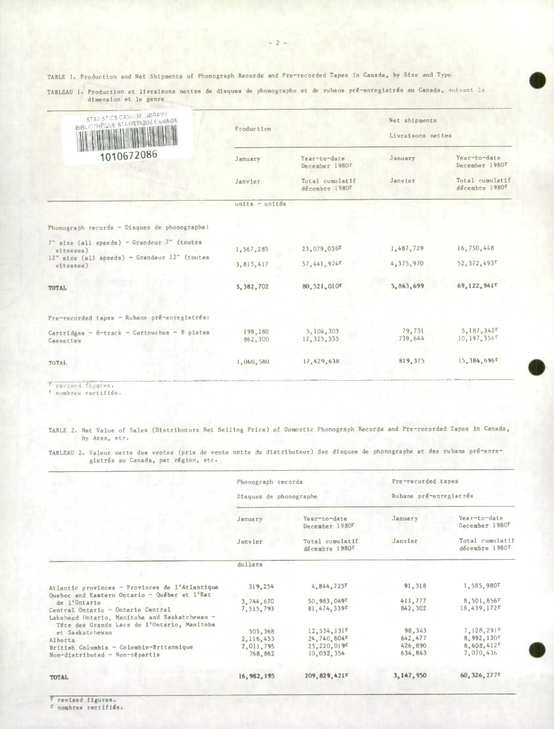TABLE 1. Production and Net Shipments of Phonograph Records and Pre-recorded Tapes in Canada, by Size and Type

TABLEAU 1. Production et livraisons nettes de disques de phonographe et de rubans pré-enregistrés au Canada, suivant la dimension et le genre

| | Production | | Net shipments<br>Livraisons nettes | |
|---|---|---|---|---|
| | January<br>Janvier | Year-to-date December 1980[r]<br>Total cumulatif décembre 1980[r] | January<br>Janvier | Year-to-date December 1980[r]<br>Total cumulatif décembre 1980[r] |
| | units - unités | | | |
| Phonograph records - Disques de phonographe: | | | | |
| 7" size (all speeds) - Grandeur 7" (toutes vitesses) | 1,567,285 | 23,079,036[r] | 1,487,729 | 16,750,448 |
| 12" size (all speeds) - Grandeur 12" (toutes vitesses) | 3,815,417 | 57,441,974[r] | 4,375,970 | 52,372,493[r] |
| **TOTAL** | 5,382,702 | 80,521,010[r] | 5,863,699 | 69,122,941[r] |
| Pre-recorded tapes - Rubans pré-enregistrés: | | | | |
| Cartridges - 8-track - Cartouches - 8 pistes | 198,280 | 5,104,303 | 79,731 | 5,187,342[r] |
| Cassettes | 862,300 | 12,325,335 | 739,644 | 10,197,354[r] |
| TOTAL | 1,060,580 | 17,429,638 | 819,375 | 15,384,696[r] |

[r] revised figures.
[r] nombres rectifiés.

TABLE 2. Net Value of Sales (Distributors Net Selling Price) of Domestic Phonograph Records and Pre-recorded Tapes in Canada, by Area, etc.

TABLEAU 2. Valeur nette des ventes (prix de vente nette du distributeur) des disques de phonographe et des rubans pré-enregistrés au Canada, par région, etc.

| | Phonograph records<br>Disques de phonographe | | Pre-recorded tapes<br>Rubans pré-enregistrés | |
|---|---|---|---|---|
| | January<br>Janvier | Year-to-date December 1980[r]<br>Total cumulatif décembre 1980[r] | January<br>Janvier | Year-to-date December 1980[r]<br>Total cumulatif décembre 1980[r] |
| | dollars | | | |
| Atlantic provinces - Provinces de l'Atlantique | 319,254 | 4,844,725[r] | 91,318 | 1,585,980[r] |
| Quebec and Eastern Ontario - Québec et l'Est de l'Ontario | 3,744,670 | 50,983,049[r] | 411,777 | 8,501,856[r] |
| Central Ontario - Ontario Central | 7,515,793 | 81,474,339[r] | 842,302 | 18,439,172[r] |
| Lakehead Ontario, Manitoba and Saskatchewan - Tête des Grands Lacs de l'Ontario, Manitoba et Saskatchewan | 505,368 | 12,534,131[r] | 98,343 | 7,128,291[r] |
| Alberta | 2,116,453 | 24,740,804[r] | 642,477 | 8,992,130[r] |
| British Columbia - Colombie-Britannique | 2,011,795 | 25,220,019[r] | 426,890 | 8,608,412[r] |
| Non-distributed - Non-répartis | 768,862 | 10,032,354 | 634,843 | 7,070,436 |
| **TOTAL** | **16,982,195** | **209,829,421[r]** | **3,147,950** | **60,326,277[r]** |

[r] revised figures.
[r] nombres rectifiés.